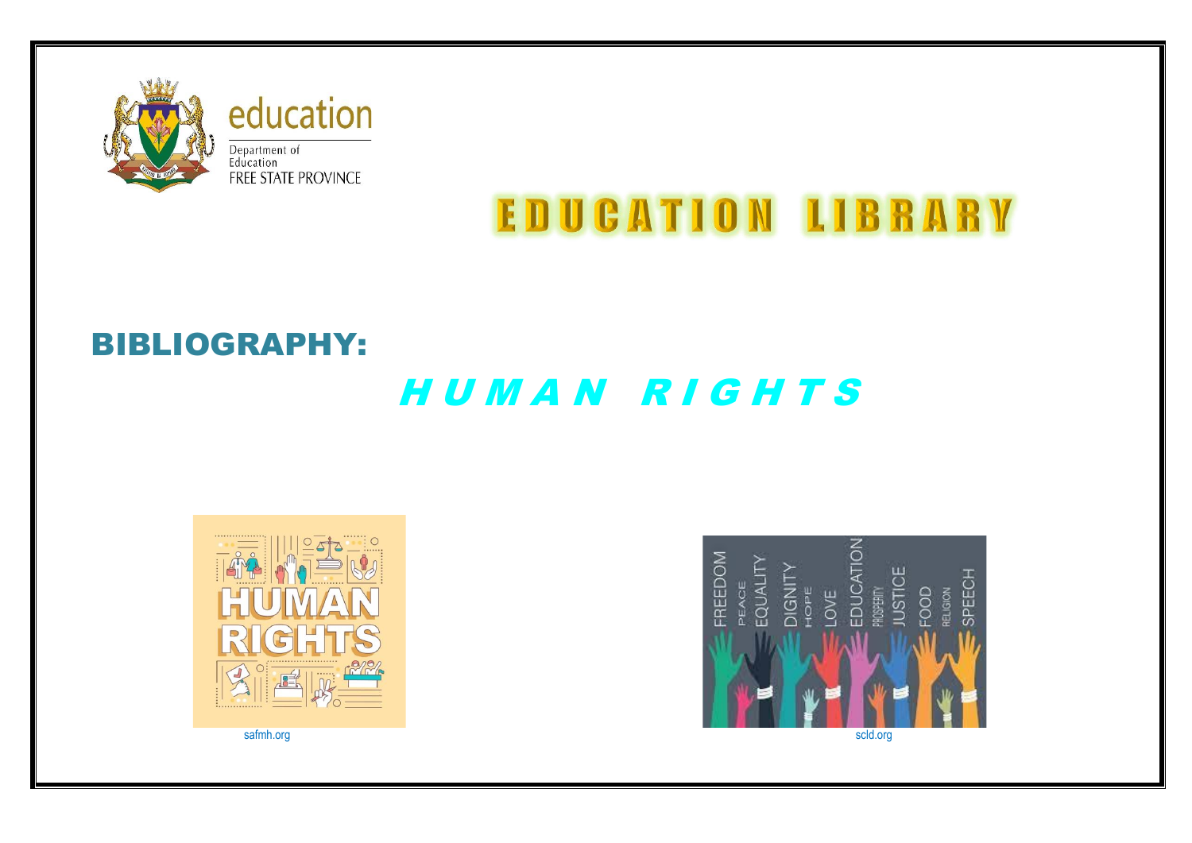education

Department of Education
FREE STATE PROVINCE

# EDUCATION LIBRARY

## BIBLIOGRAPHY:

## *HUMAN RIGHTS*

safmh.org

scld.org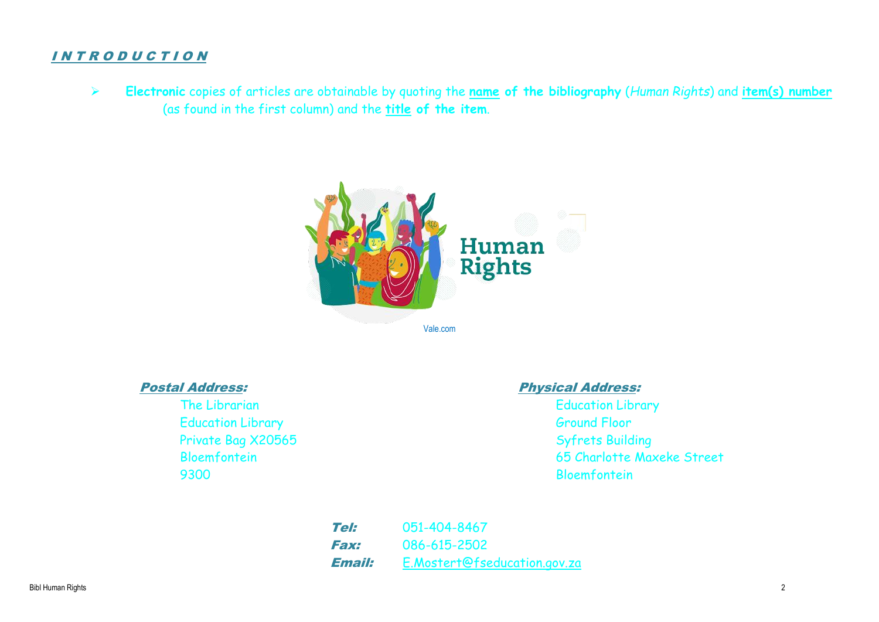## INTRODUCTION

- **Electronic** copies of articles are obtainable by quoting the **name of the bibliography** (*Human Rights*) and **item(s) number** (as found in the first column) and the **title of the item**.

Vale.com

***Postal Address:***

The Librarian
Education Library
Private Bag X20565
Bloemfontein
9300

***Physical Address:***

Education Library
Ground Floor
Syfrets Building
65 Charlotte Maxeke Street
Bloemfontein

***Tel:*** 051-404-8467
***Fax:*** 086-615-2502
***Email:*** E.Mostert@fseducation.gov.za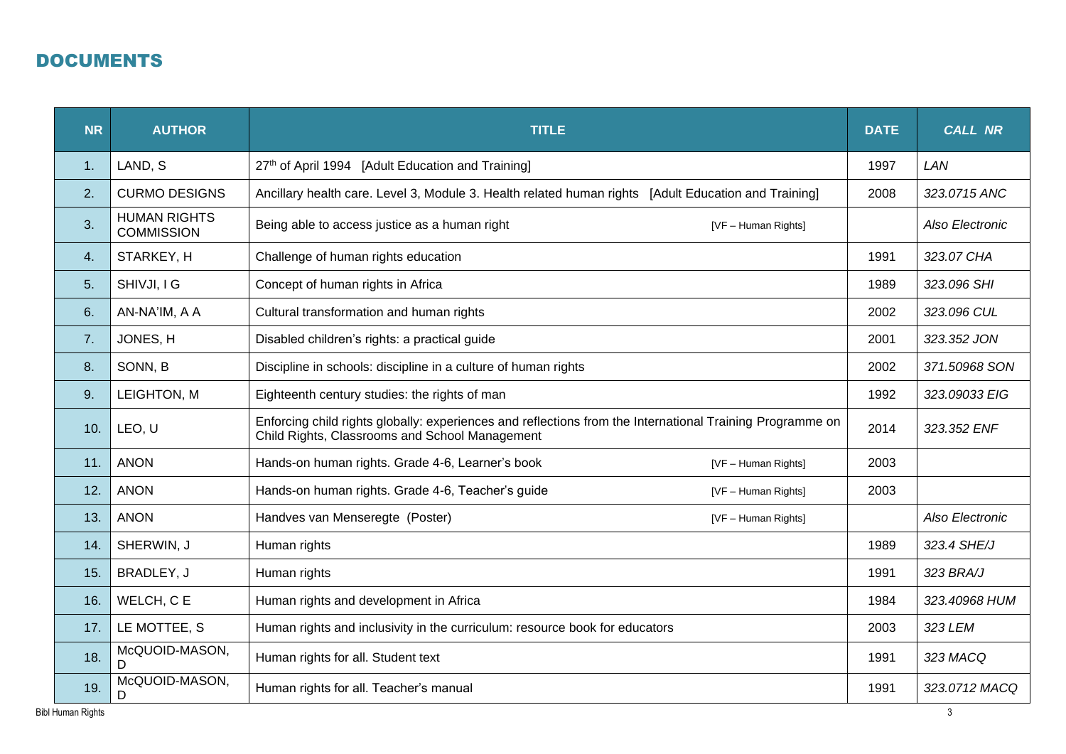## DOCUMENTS

| NR | AUTHOR | TITLE | DATE | *CALL NR* |
|---|---|---|---|---|
| 1. | LAND, S | 27th of April 1994 [Adult Education and Training] | 1997 | *LAN* |
| 2. | CURMO DESIGNS | Ancillary health care. Level 3, Module 3. Health related human rights [Adult Education and Training] | 2008 | *323.0715 ANC* |
| 3. | HUMAN RIGHTS COMMISSION | Being able to access justice as a human right [VF – Human Rights] | | *Also Electronic* |
| 4. | STARKEY, H | Challenge of human rights education | 1991 | *323.07 CHA* |
| 5. | SHIVJI, I G | Concept of human rights in Africa | 1989 | *323.096 SHI* |
| 6. | AN-NA'IM, A A | Cultural transformation and human rights | 2002 | *323.096 CUL* |
| 7. | JONES, H | Disabled children's rights: a practical guide | 2001 | *323.352 JON* |
| 8. | SONN, B | Discipline in schools: discipline in a culture of human rights | 2002 | *371.50968 SON* |
| 9. | LEIGHTON, M | Eighteenth century studies: the rights of man | 1992 | *323.09033 EIG* |
| 10. | LEO, U | Enforcing child rights globally: experiences and reflections from the International Training Programme on Child Rights, Classrooms and School Management | 2014 | *323.352 ENF* |
| 11. | ANON | Hands-on human rights. Grade 4-6, Learner's book [VF – Human Rights] | 2003 | |
| 12. | ANON | Hands-on human rights. Grade 4-6, Teacher's guide [VF – Human Rights] | 2003 | |
| 13. | ANON | Handves van Menseregte (Poster) [VF – Human Rights] | | *Also Electronic* |
| 14. | SHERWIN, J | Human rights | 1989 | *323.4 SHE/J* |
| 15. | BRADLEY, J | Human rights | 1991 | *323 BRA/J* |
| 16. | WELCH, C E | Human rights and development in Africa | 1984 | *323.40968 HUM* |
| 17. | LE MOTTEE, S | Human rights and inclusivity in the curriculum: resource book for educators | 2003 | *323 LEM* |
| 18. | McQUOID-MASON, D | Human rights for all. Student text | 1991 | *323 MACQ* |
| 19. | McQUOID-MASON, D | Human rights for all. Teacher's manual | 1991 | *323.0712 MACQ* |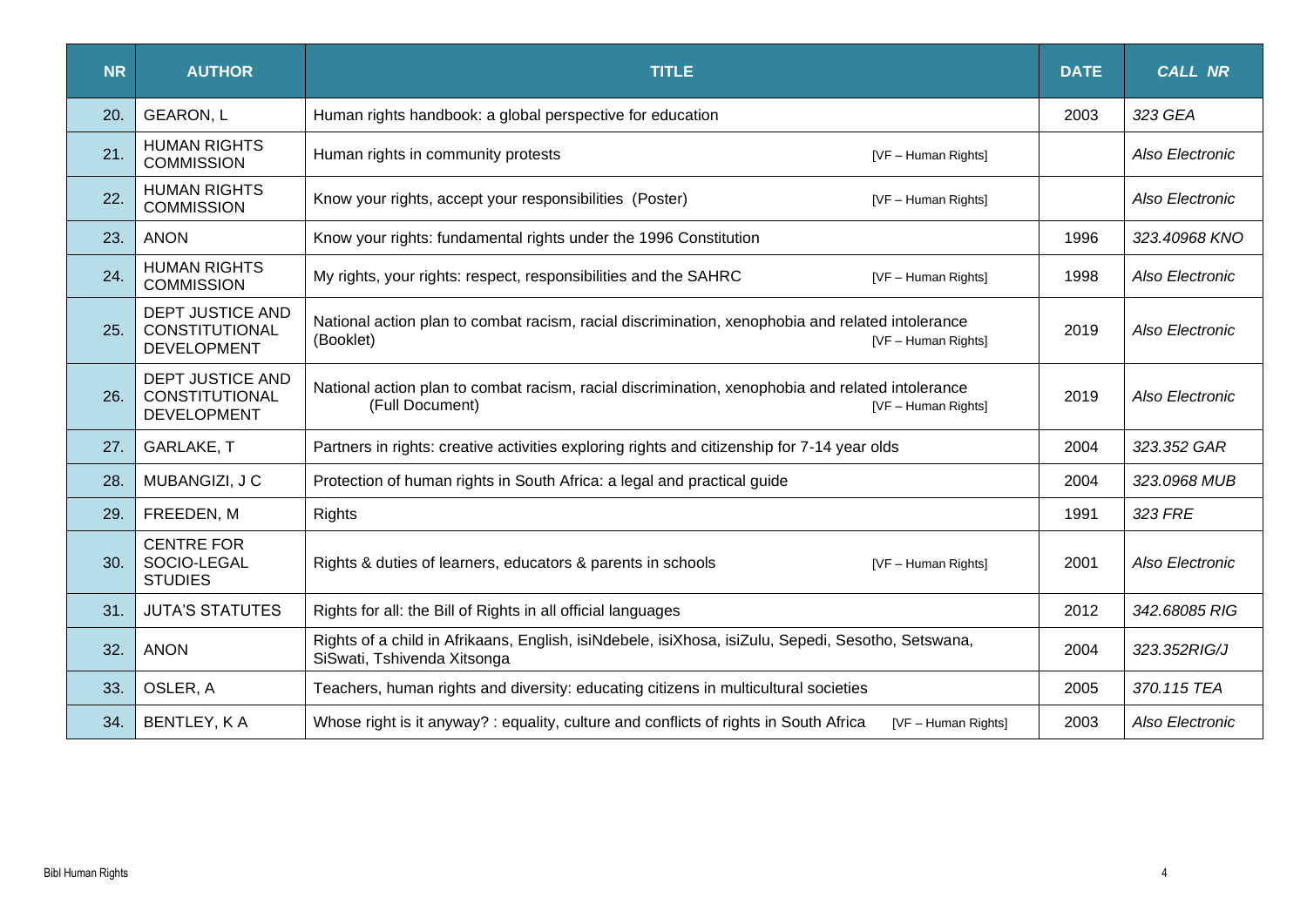| NR | AUTHOR | TITLE | DATE | CALL NR |
|---|---|---|---|---|
| 20. | GEARON, L | Human rights handbook: a global perspective for education | 2003 | *323 GEA* |
| 21. | HUMAN RIGHTS COMMISSION | Human rights in community protests [VF – Human Rights] | | *Also Electronic* |
| 22. | HUMAN RIGHTS COMMISSION | Know your rights, accept your responsibilities (Poster) [VF – Human Rights] | | *Also Electronic* |
| 23. | ANON | Know your rights: fundamental rights under the 1996 Constitution | 1996 | *323.40968 KNO* |
| 24. | HUMAN RIGHTS COMMISSION | My rights, your rights: respect, responsibilities and the SAHRC [VF – Human Rights] | 1998 | *Also Electronic* |
| 25. | DEPT JUSTICE AND CONSTITUTIONAL DEVELOPMENT | National action plan to combat racism, racial discrimination, xenophobia and related intolerance (Booklet) [VF – Human Rights] | 2019 | *Also Electronic* |
| 26. | DEPT JUSTICE AND CONSTITUTIONAL DEVELOPMENT | National action plan to combat racism, racial discrimination, xenophobia and related intolerance (Full Document) [VF – Human Rights] | 2019 | *Also Electronic* |
| 27. | GARLAKE, T | Partners in rights: creative activities exploring rights and citizenship for 7-14 year olds | 2004 | *323.352 GAR* |
| 28. | MUBANGIZI, J C | Protection of human rights in South Africa: a legal and practical guide | 2004 | *323.0968 MUB* |
| 29. | FREEDEN, M | Rights | 1991 | *323 FRE* |
| 30. | CENTRE FOR SOCIO-LEGAL STUDIES | Rights & duties of learners, educators & parents in schools [VF – Human Rights] | 2001 | *Also Electronic* |
| 31. | JUTA'S STATUTES | Rights for all: the Bill of Rights in all official languages | 2012 | *342.68085 RIG* |
| 32. | ANON | Rights of a child in Afrikaans, English, isiNdebele, isiXhosa, isiZulu, Sepedi, Sesotho, Setswana, SiSwati, Tshivenda Xitsonga | 2004 | *323.352RIG/J* |
| 33. | OSLER, A | Teachers, human rights and diversity: educating citizens in multicultural societies | 2005 | *370.115 TEA* |
| 34. | BENTLEY, K A | Whose right is it anyway? : equality, culture and conflicts of rights in South Africa [VF – Human Rights] | 2003 | *Also Electronic* |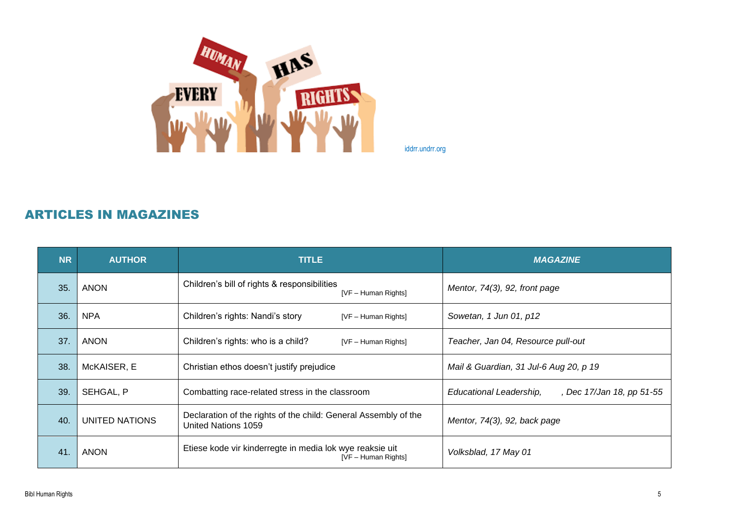iddrr.undrr.org

## ARTICLES IN MAGAZINES

| NR | AUTHOR | TITLE | *MAGAZINE* |
|---|---|---|---|
| 35. | ANON | Children's bill of rights & responsibilities [VF – Human Rights] | *Mentor, 74(3), 92, front page* |
| 36. | NPA | Children's rights: Nandi's story [VF – Human Rights] | *Sowetan, 1 Jun 01, p12* |
| 37. | ANON | Children's rights: who is a child? [VF – Human Rights] | *Teacher, Jan 04, Resource pull-out* |
| 38. | McKAISER, E | Christian ethos doesn't justify prejudice | *Mail & Guardian, 31 Jul-6 Aug 20, p 19* |
| 39. | SEHGAL, P | Combatting race-related stress in the classroom | *Educational Leadership, , Dec 17/Jan 18, pp 51-55* |
| 40. | UNITED NATIONS | Declaration of the rights of the child: General Assembly of the United Nations 1059 | *Mentor, 74(3), 92, back page* |
| 41. | ANON | Etiese kode vir kinderregte in media lok wye reaksie uit [VF – Human Rights] | *Volksblad, 17 May 01* |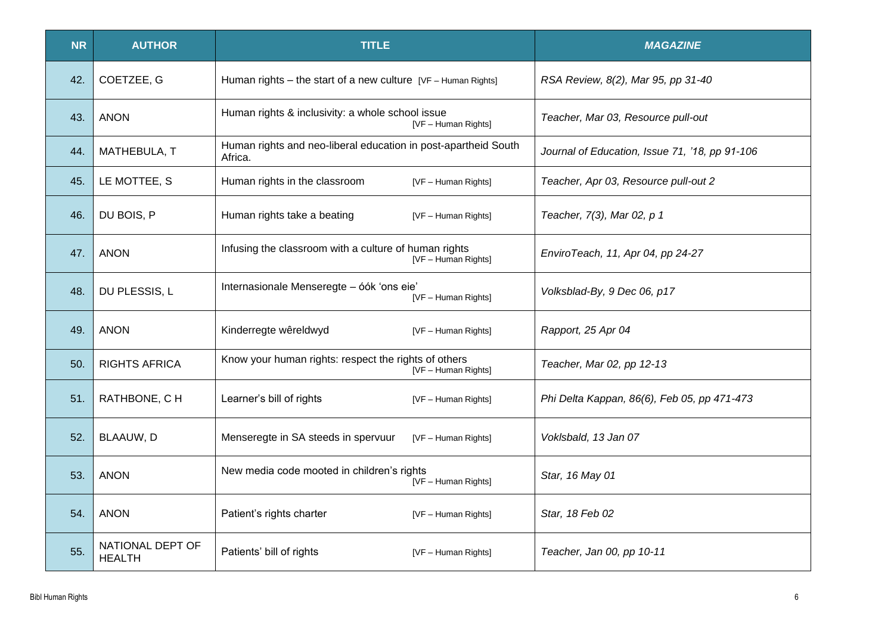| NR | AUTHOR | TITLE | *MAGAZINE* |
|---|---|---|---|
| 42. | COETZEE, G | Human rights – the start of a new culture [VF – Human Rights] | *RSA Review, 8(2), Mar 95, pp 31-40* |
| 43. | ANON | Human rights & inclusivity: a whole school issue [VF – Human Rights] | *Teacher, Mar 03, Resource pull-out* |
| 44. | MATHEBULA, T | Human rights and neo-liberal education in post-apartheid South Africa. | *Journal of Education, Issue 71, '18, pp 91-106* |
| 45. | LE MOTTEE, S | Human rights in the classroom [VF – Human Rights] | *Teacher, Apr 03, Resource pull-out 2* |
| 46. | DU BOIS, P | Human rights take a beating [VF – Human Rights] | *Teacher, 7(3), Mar 02, p 1* |
| 47. | ANON | Infusing the classroom with a culture of human rights [VF – Human Rights] | *EnviroTeach, 11, Apr 04, pp 24-27* |
| 48. | DU PLESSIS, L | Internasionale Menseregte – óók 'ons eie' [VF – Human Rights] | *Volksblad-By, 9 Dec 06, p17* |
| 49. | ANON | Kinderregte wêreldwyd [VF – Human Rights] | *Rapport, 25 Apr 04* |
| 50. | RIGHTS AFRICA | Know your human rights: respect the rights of others [VF – Human Rights] | *Teacher, Mar 02, pp 12-13* |
| 51. | RATHBONE, C H | Learner's bill of rights [VF – Human Rights] | *Phi Delta Kappan, 86(6), Feb 05, pp 471-473* |
| 52. | BLAAUW, D | Menseregte in SA steeds in spervuur [VF – Human Rights] | *Voklsbald, 13 Jan 07* |
| 53. | ANON | New media code mooted in children's rights [VF – Human Rights] | *Star, 16 May 01* |
| 54. | ANON | Patient's rights charter [VF – Human Rights] | *Star, 18 Feb 02* |
| 55. | NATIONAL DEPT OF HEALTH | Patients' bill of rights [VF – Human Rights] | *Teacher, Jan 00, pp 10-11* |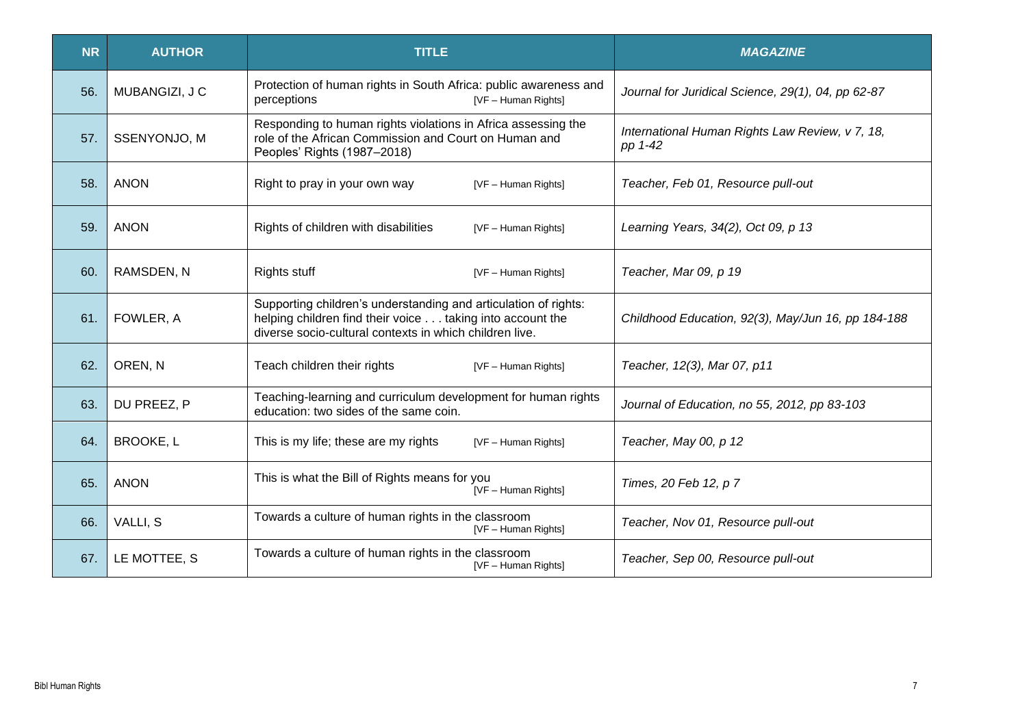| NR | AUTHOR | TITLE | *MAGAZINE* |
|---|---|---|---|
| 56. | MUBANGIZI, J C | Protection of human rights in South Africa: public awareness and perceptions [VF – Human Rights] | *Journal for Juridical Science, 29(1), 04, pp 62-87* |
| 57. | SSENYONJO, M | Responding to human rights violations in Africa assessing the role of the African Commission and Court on Human and Peoples' Rights (1987–2018) | *International Human Rights Law Review, v 7, 18, pp 1-42* |
| 58. | ANON | Right to pray in your own way [VF – Human Rights] | *Teacher, Feb 01, Resource pull-out* |
| 59. | ANON | Rights of children with disabilities [VF – Human Rights] | *Learning Years, 34(2), Oct 09, p 13* |
| 60. | RAMSDEN, N | Rights stuff [VF – Human Rights] | *Teacher, Mar 09, p 19* |
| 61. | FOWLER, A | Supporting children's understanding and articulation of rights: helping children find their voice . . . taking into account the diverse socio-cultural contexts in which children live. | *Childhood Education, 92(3), May/Jun 16, pp 184-188* |
| 62. | OREN, N | Teach children their rights [VF – Human Rights] | *Teacher, 12(3), Mar 07, p11* |
| 63. | DU PREEZ, P | Teaching-learning and curriculum development for human rights education: two sides of the same coin. | *Journal of Education, no 55, 2012, pp 83-103* |
| 64. | BROOKE, L | This is my life; these are my rights [VF – Human Rights] | *Teacher, May 00, p 12* |
| 65. | ANON | This is what the Bill of Rights means for you [VF – Human Rights] | *Times, 20 Feb 12, p 7* |
| 66. | VALLI, S | Towards a culture of human rights in the classroom [VF – Human Rights] | *Teacher, Nov 01, Resource pull-out* |
| 67. | LE MOTTEE, S | Towards a culture of human rights in the classroom [VF – Human Rights] | *Teacher, Sep 00, Resource pull-out* |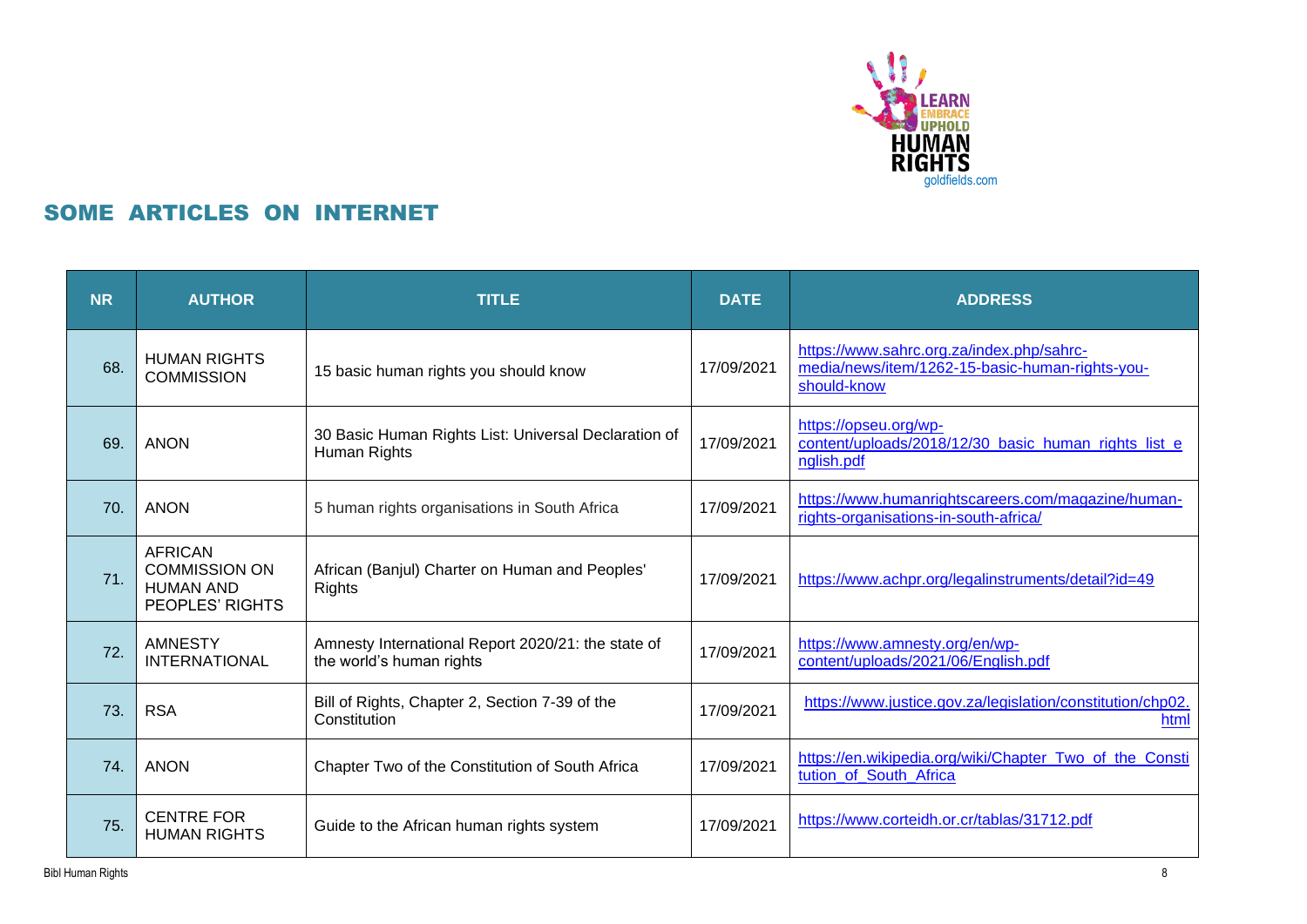## SOME ARTICLES ON INTERNET

| NR | AUTHOR | TITLE | DATE | ADDRESS |
|---|---|---|---|---|
| 68. | HUMAN RIGHTS COMMISSION | 15 basic human rights you should know | 17/09/2021 | https://www.sahrc.org.za/index.php/sahrc-media/news/item/1262-15-basic-human-rights-you-should-know |
| 69. | ANON | 30 Basic Human Rights List: Universal Declaration of Human Rights | 17/09/2021 | https://opseu.org/wp-content/uploads/2018/12/30_basic_human_rights_list_english.pdf |
| 70. | ANON | 5 human rights organisations in South Africa | 17/09/2021 | https://www.humanrightscareers.com/magazine/human-rights-organisations-in-south-africa/ |
| 71. | AFRICAN COMMISSION ON HUMAN AND PEOPLES' RIGHTS | African (Banjul) Charter on Human and Peoples' Rights | 17/09/2021 | https://www.achpr.org/legalinstruments/detail?id=49 |
| 72. | AMNESTY INTERNATIONAL | Amnesty International Report 2020/21: the state of the world's human rights | 17/09/2021 | https://www.amnesty.org/en/wp-content/uploads/2021/06/English.pdf |
| 73. | RSA | Bill of Rights, Chapter 2, Section 7-39 of the Constitution | 17/09/2021 | https://www.justice.gov.za/legislation/constitution/chp02.html |
| 74. | ANON | Chapter Two of the Constitution of South Africa | 17/09/2021 | https://en.wikipedia.org/wiki/Chapter_Two_of_the_Constitution_of_South_Africa |
| 75. | CENTRE FOR HUMAN RIGHTS | Guide to the African human rights system | 17/09/2021 | https://www.corteidh.or.cr/tablas/31712.pdf |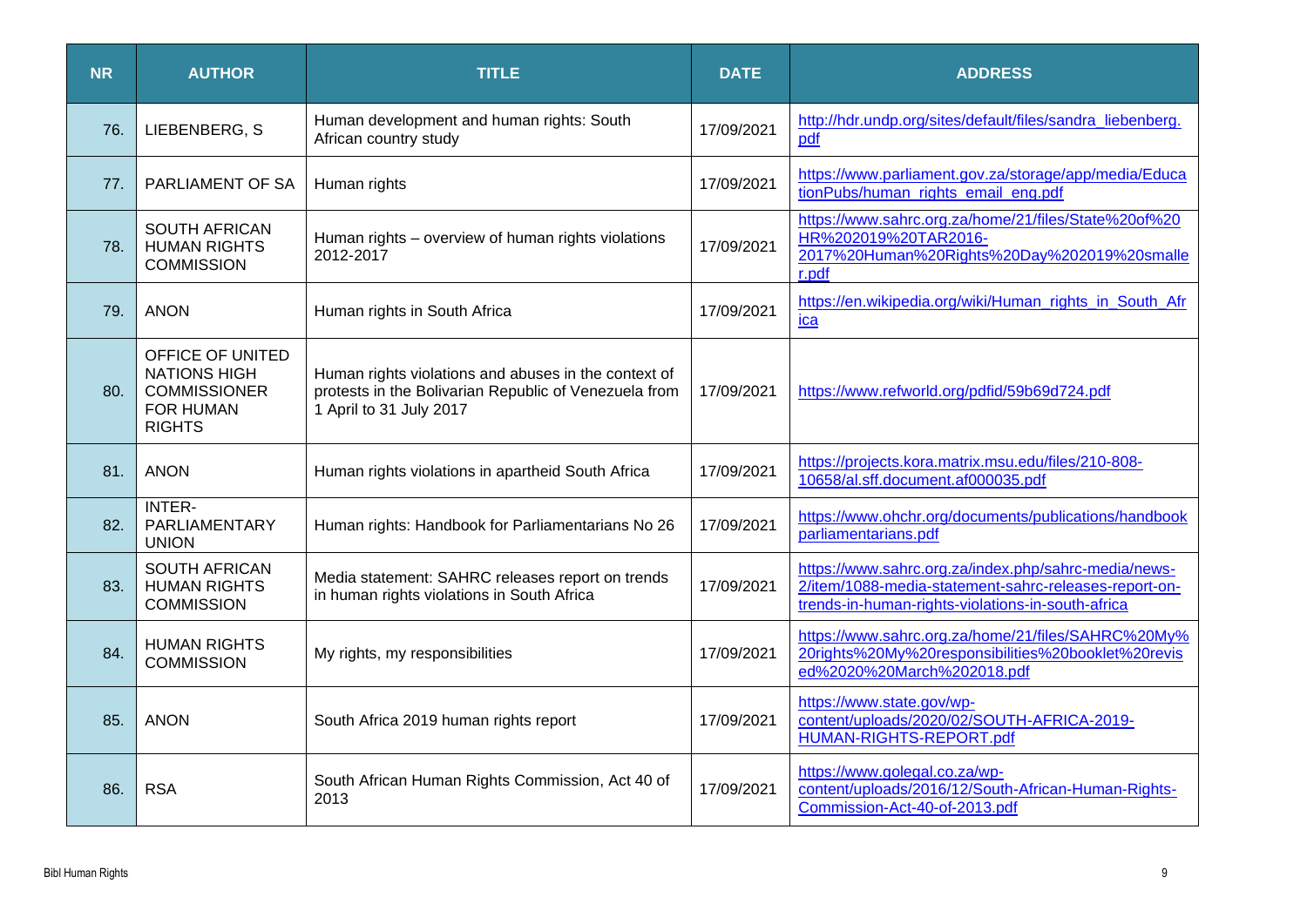| NR | AUTHOR | TITLE | DATE | ADDRESS |
|---|---|---|---|---|
| 76. | LIEBENBERG, S | Human development and human rights: South African country study | 17/09/2021 | http://hdr.undp.org/sites/default/files/sandra_liebenberg.pdf |
| 77. | PARLIAMENT OF SA | Human rights | 17/09/2021 | https://www.parliament.gov.za/storage/app/media/EducationPubs/human_rights_email_eng.pdf |
| 78. | SOUTH AFRICAN HUMAN RIGHTS COMMISSION | Human rights – overview of human rights violations 2012-2017 | 17/09/2021 | https://www.sahrc.org.za/home/21/files/State%20of%20HR%202019%20TAR2016-2017%20Human%20Rights%20Day%202019%20smaller.pdf |
| 79. | ANON | Human rights in South Africa | 17/09/2021 | https://en.wikipedia.org/wiki/Human_rights_in_South_Africa |
| 80. | OFFICE OF UNITED NATIONS HIGH COMMISSIONER FOR HUMAN RIGHTS | Human rights violations and abuses in the context of protests in the Bolivarian Republic of Venezuela from 1 April to 31 July 2017 | 17/09/2021 | https://www.refworld.org/pdfid/59b69d724.pdf |
| 81. | ANON | Human rights violations in apartheid South Africa | 17/09/2021 | https://projects.kora.matrix.msu.edu/files/210-808-10658/al.sff.document.af000035.pdf |
| 82. | INTER-PARLIAMENTARY UNION | Human rights: Handbook for Parliamentarians No 26 | 17/09/2021 | https://www.ohchr.org/documents/publications/handbookparliamentarians.pdf |
| 83. | SOUTH AFRICAN HUMAN RIGHTS COMMISSION | Media statement: SAHRC releases report on trends in human rights violations in South Africa | 17/09/2021 | https://www.sahrc.org.za/index.php/sahrc-media/news-2/item/1088-media-statement-sahrc-releases-report-on-trends-in-human-rights-violations-in-south-africa |
| 84. | HUMAN RIGHTS COMMISSION | My rights, my responsibilities | 17/09/2021 | https://www.sahrc.org.za/home/21/files/SAHRC%20My%20rights%20My%20responsibilities%20booklet%20revised%2020%20March%202018.pdf |
| 85. | ANON | South Africa 2019 human rights report | 17/09/2021 | https://www.state.gov/wp-content/uploads/2020/02/SOUTH-AFRICA-2019-HUMAN-RIGHTS-REPORT.pdf |
| 86. | RSA | South African Human Rights Commission, Act 40 of 2013 | 17/09/2021 | https://www.golegal.co.za/wp-content/uploads/2016/12/South-African-Human-Rights-Commission-Act-40-of-2013.pdf |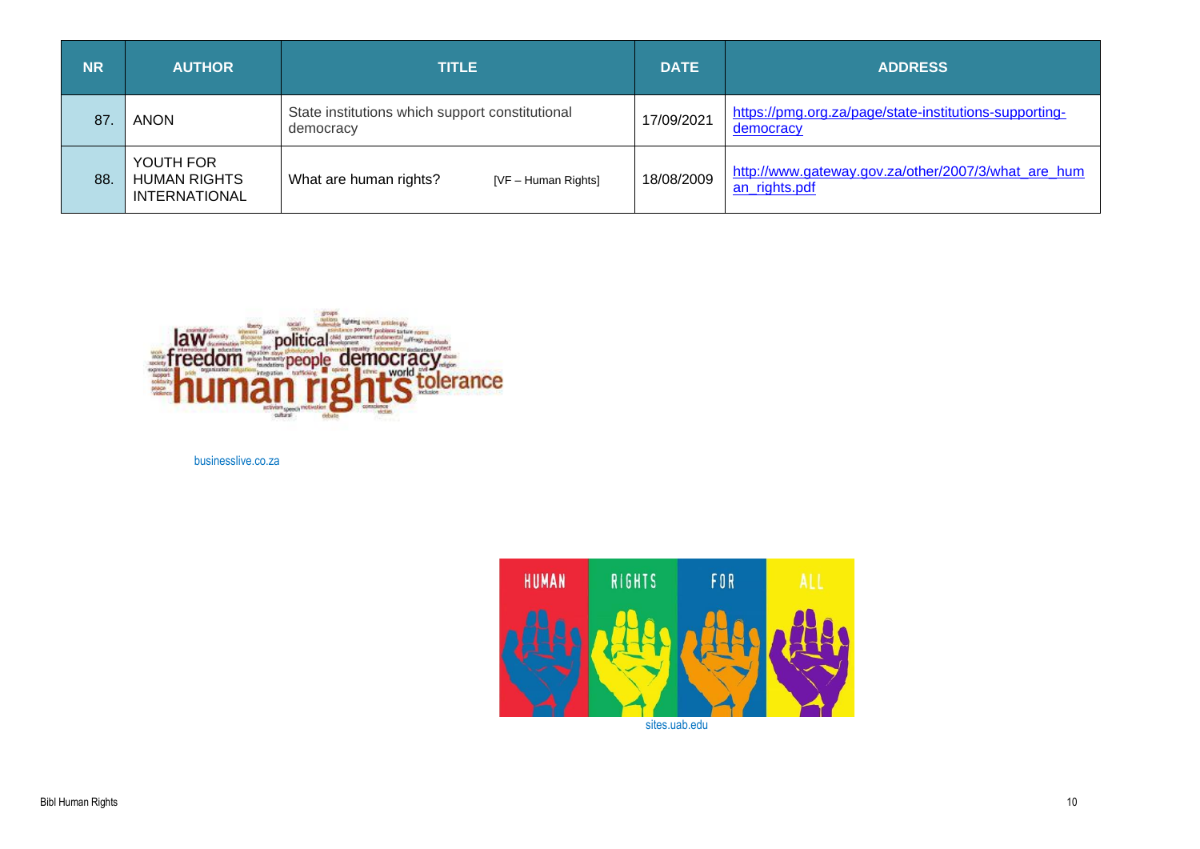| NR | AUTHOR | TITLE | DATE | ADDRESS |
|---|---|---|---|---|
| 87. | ANON | State institutions which support constitutional democracy | 17/09/2021 | https://pmg.org.za/page/state-institutions-supporting-democracy |
| 88. | YOUTH FOR HUMAN RIGHTS INTERNATIONAL | What are human rights? [VF – Human Rights] | 18/08/2009 | http://www.gateway.gov.za/other/2007/3/what_are_human_rights.pdf |

businesslive.co.za

sites.uab.edu